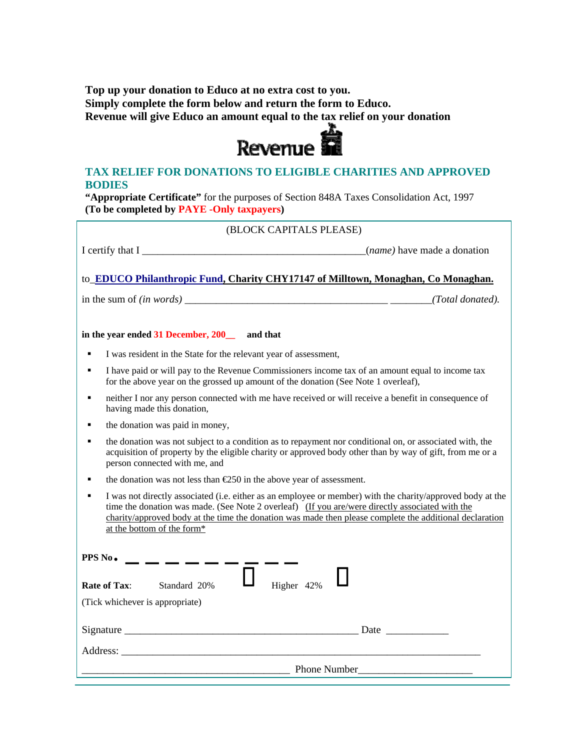**Top up your donation to Educo at no extra cost to you.**
**Simply complete the form below and return the form to Educo.**
**Revenue will give Educo an amount equal to the tax relief on your donation**

Revenue

## TAX RELIEF FOR DONATIONS TO ELIGIBLE CHARITIES AND APPROVED BODIES

**"Appropriate Certificate"** for the purposes of Section 848A Taxes Consolidation Act, 1997
**(To be completed by PAYE -Only taxpayers)**

(BLOCK CAPITALS PLEASE)

I certify that I ___________________________________________*(name)* have made a donation

to **EDUCO Philanthropic Fund, Charity CHY17147 of Milltown, Monaghan, Co Monaghan.**

in the sum of *(in words)* _______________________________________ ________*(Total donated).*

**in the year ended 31 December, 200__ and that**

- I was resident in the State for the relevant year of assessment,
- I have paid or will pay to the Revenue Commissioners income tax of an amount equal to income tax for the above year on the grossed up amount of the donation (See Note 1 overleaf),
- neither I nor any person connected with me have received or will receive a benefit in consequence of having made this donation,
- the donation was paid in money,
- the donation was not subject to a condition as to repayment nor conditional on, or associated with, the acquisition of property by the eligible charity or approved body other than by way of gift, from me or a person connected with me, and
- the donation was not less than €250 in the above year of assessment.
- I was not directly associated (i.e. either as an employee or member) with the charity/approved body at the time the donation was made. (See Note 2 overleaf) (If you are/were directly associated with the charity/approved body at the time the donation was made then please complete the additional declaration at the bottom of the form*)

**PPS No** _ _ _ _ _ _ _ _ _

**Rate of Tax**: Standard 20% ☐ Higher 42% ☐

(Tick whichever is appropriate)

Signature _____________________________________________ Date ____________

Address: ______________________________________________________________________

________________________________________ Phone Number_____________________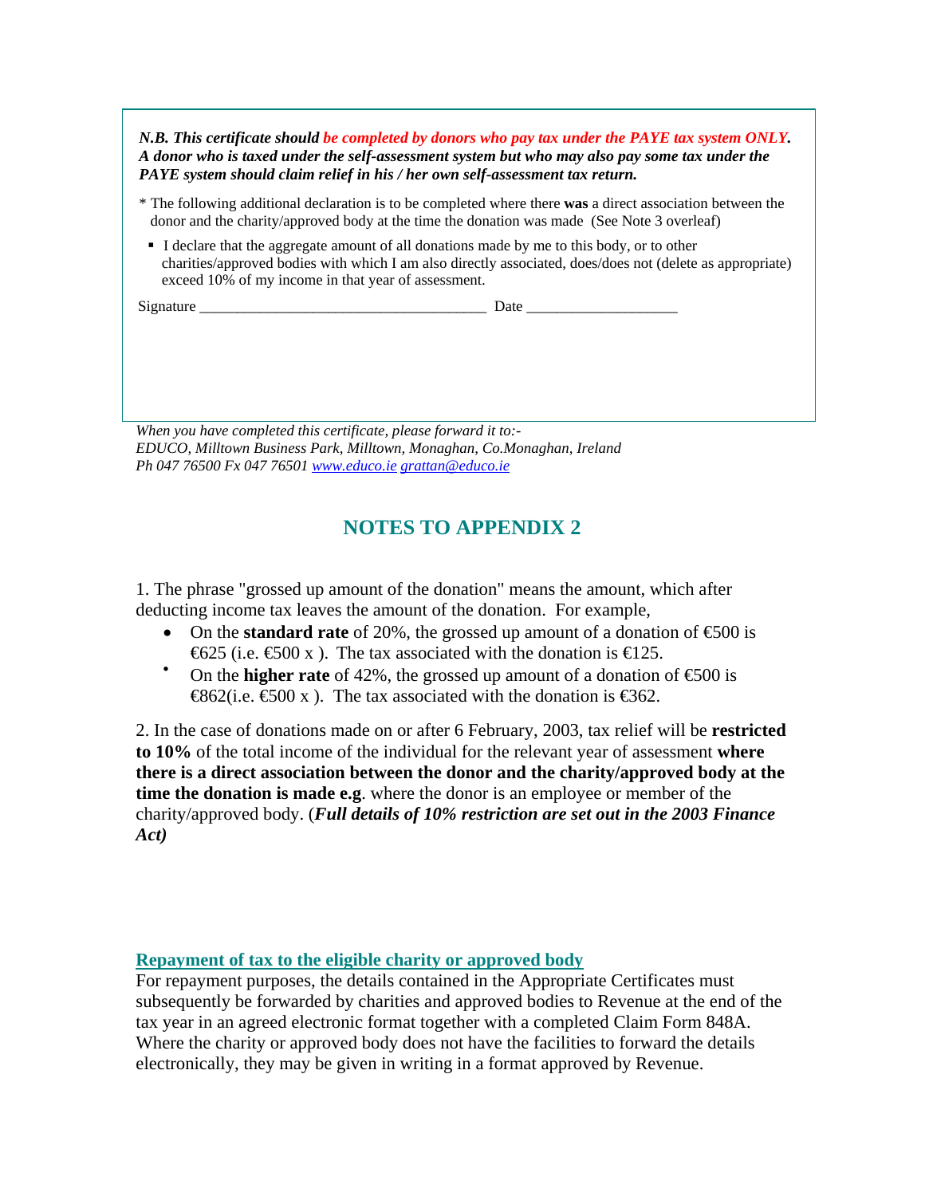***N.B. This certificate should be completed by donors who pay tax under the PAYE tax system ONLY. A donor who is taxed under the self-assessment system but who may also pay some tax under the PAYE system should claim relief in his / her own self-assessment tax return.***

\* The following additional declaration is to be completed where there **was** a direct association between the donor and the charity/approved body at the time the donation was made (See Note 3 overleaf)

- I declare that the aggregate amount of all donations made by me to this body, or to other charities/approved bodies with which I am also directly associated, does/does not (delete as appropriate) exceed 10% of my income in that year of assessment.

Signature ______________________________________ Date ____________________

*When you have completed this certificate, please forward it to:-*
*EDUCO, Milltown Business Park, Milltown, Monaghan, Co.Monaghan, Ireland*
*Ph 047 76500 Fx 047 76501 [www.educo.ie](http://www.educo.ie) [grattan@educo.ie](mailto:grattan@educo.ie)*

## NOTES TO APPENDIX 2

1. The phrase "grossed up amount of the donation" means the amount, which after deducting income tax leaves the amount of the donation. For example,

- On the **standard rate** of 20%, the grossed up amount of a donation of €500 is €625 (i.e. €500 x ). The tax associated with the donation is €125.
- On the **higher rate** of 42%, the grossed up amount of a donation of €500 is €862(i.e. €500 x ). The tax associated with the donation is €362.

2. In the case of donations made on or after 6 February, 2003, tax relief will be **restricted to 10%** of the total income of the individual for the relevant year of assessment **where there is a direct association between the donor and the charity/approved body at the time the donation is made e.g**. where the donor is an employee or member of the charity/approved body. (***Full details of 10% restriction are set out in the 2003 Finance Act)***

### Repayment of tax to the eligible charity or approved body

For repayment purposes, the details contained in the Appropriate Certificates must subsequently be forwarded by charities and approved bodies to Revenue at the end of the tax year in an agreed electronic format together with a completed Claim Form 848A. Where the charity or approved body does not have the facilities to forward the details electronically, they may be given in writing in a format approved by Revenue.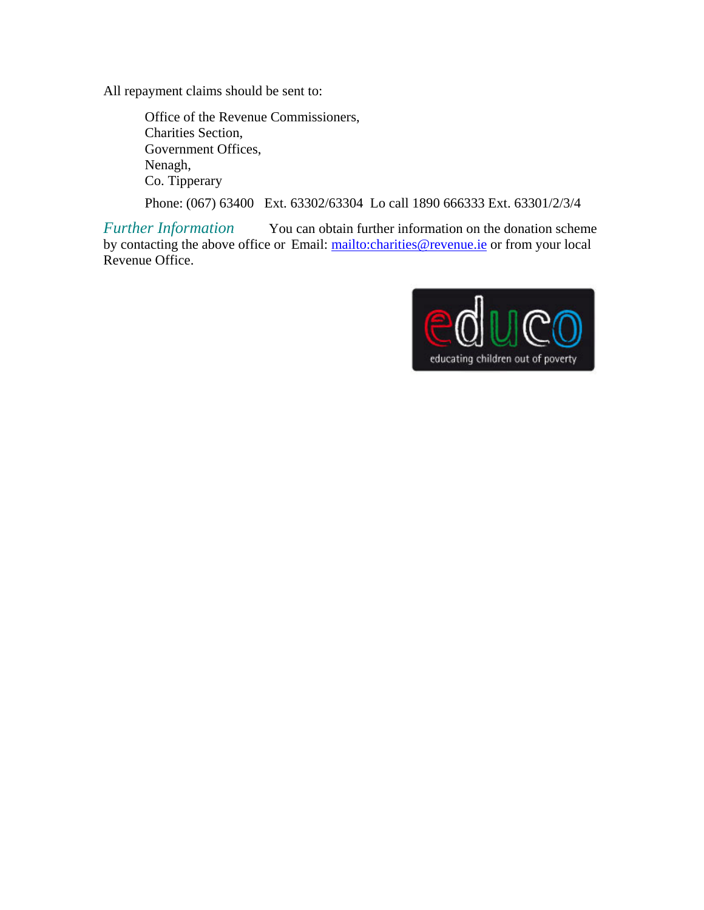All repayment claims should be sent to:

Office of the Revenue Commissioners,
Charities Section,
Government Offices,
Nenagh,
Co. Tipperary

Phone: (067) 63400 Ext. 63302/63304 Lo call 1890 666333 Ext. 63301/2/3/4

*Further Information* You can obtain further information on the donation scheme by contacting the above office or Email: mailto:charities@revenue.ie or from your local Revenue Office.

educo
educating children out of poverty